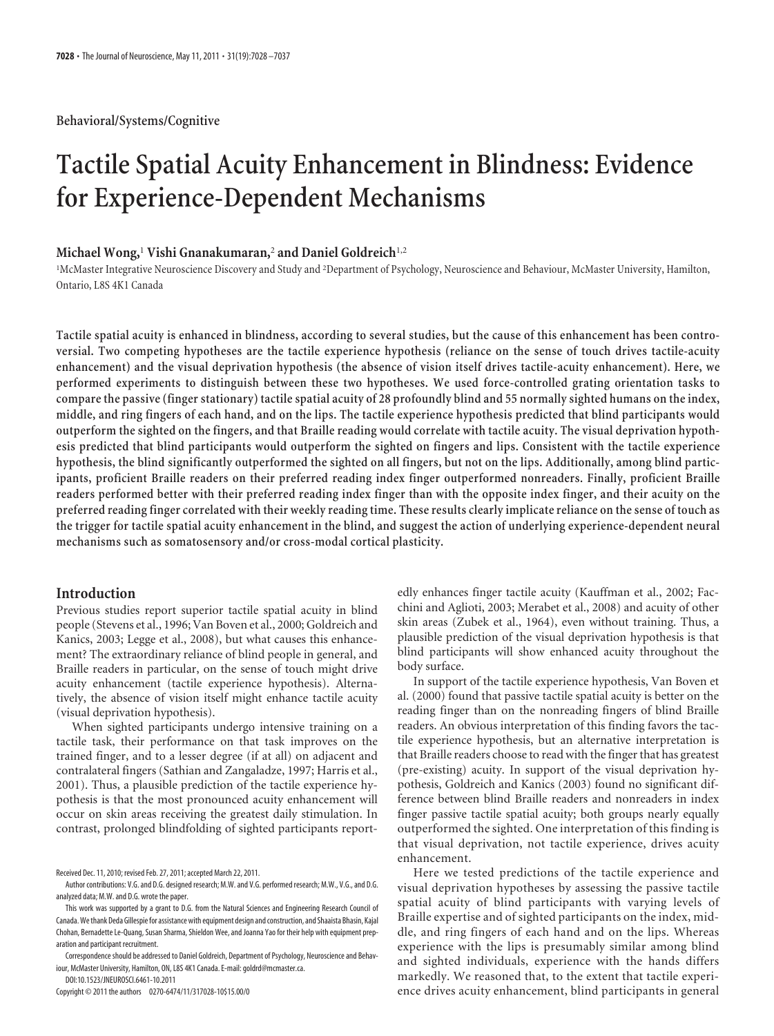Behavioral/Systems/Cognitive

# Tactile Spatial Acuity Enhancement in Blindness: Evidence for Experience-Dependent Mechanisms

**Michael Wong,[1] Vishi Gnanakumaran,[2] and Daniel Goldreich[1,2]**

[1]McMaster Integrative Neuroscience Discovery and Study and [2]Department of Psychology, Neuroscience and Behaviour, McMaster University, Hamilton, Ontario, L8S 4K1 Canada

**Tactile spatial acuity is enhanced in blindness, according to several studies, but the cause of this enhancement has been controversial. Two competing hypotheses are the tactile experience hypothesis (reliance on the sense of touch drives tactile-acuity enhancement) and the visual deprivation hypothesis (the absence of vision itself drives tactile-acuity enhancement). Here, we performed experiments to distinguish between these two hypotheses. We used force-controlled grating orientation tasks to compare the passive (finger stationary) tactile spatial acuity of 28 profoundly blind and 55 normally sighted humans on the index, middle, and ring fingers of each hand, and on the lips. The tactile experience hypothesis predicted that blind participants would outperform the sighted on the fingers, and that Braille reading would correlate with tactile acuity. The visual deprivation hypothesis predicted that blind participants would outperform the sighted on fingers and lips. Consistent with the tactile experience hypothesis, the blind significantly outperformed the sighted on all fingers, but not on the lips. Additionally, among blind participants, proficient Braille readers on their preferred reading index finger outperformed nonreaders. Finally, proficient Braille readers performed better with their preferred reading index finger than with the opposite index finger, and their acuity on the preferred reading finger correlated with their weekly reading time. These results clearly implicate reliance on the sense of touch as the trigger for tactile spatial acuity enhancement in the blind, and suggest the action of underlying experience-dependent neural mechanisms such as somatosensory and/or cross-modal cortical plasticity.**

## Introduction

Previous studies report superior tactile spatial acuity in blind people (Stevens et al., 1996; Van Boven et al., 2000; Goldreich and Kanics, 2003; Legge et al., 2008), but what causes this enhancement? The extraordinary reliance of blind people in general, and Braille readers in particular, on the sense of touch might drive acuity enhancement (tactile experience hypothesis). Alternatively, the absence of vision itself might enhance tactile acuity (visual deprivation hypothesis).

When sighted participants undergo intensive training on a tactile task, their performance on that task improves on the trained finger, and to a lesser degree (if at all) on adjacent and contralateral fingers (Sathian and Zangaladze, 1997; Harris et al., 2001). Thus, a plausible prediction of the tactile experience hypothesis is that the most pronounced acuity enhancement will occur on skin areas receiving the greatest daily stimulation. In contrast, prolonged blindfolding of sighted participants reportedly enhances finger tactile acuity (Kauffman et al., 2002; Facchini and Aglioti, 2003; Merabet et al., 2008) and acuity of other skin areas (Zubek et al., 1964), even without training. Thus, a plausible prediction of the visual deprivation hypothesis is that blind participants will show enhanced acuity throughout the body surface.

In support of the tactile experience hypothesis, Van Boven et al. (2000) found that passive tactile spatial acuity is better on the reading finger than on the nonreading fingers of blind Braille readers. An obvious interpretation of this finding favors the tactile experience hypothesis, but an alternative interpretation is that Braille readers choose to read with the finger that has greatest (pre-existing) acuity. In support of the visual deprivation hypothesis, Goldreich and Kanics (2003) found no significant difference between blind Braille readers and nonreaders in index finger passive tactile spatial acuity; both groups nearly equally outperformed the sighted. One interpretation of this finding is that visual deprivation, not tactile experience, drives acuity enhancement.

Here we tested predictions of the tactile experience and visual deprivation hypotheses by assessing the passive tactile spatial acuity of blind participants with varying levels of Braille expertise and of sighted participants on the index, middle, and ring fingers of each hand and on the lips. Whereas experience with the lips is presumably similar among blind and sighted individuals, experience with the hands differs markedly. We reasoned that, to the extent that tactile experience drives acuity enhancement, blind participants in general

Received Dec. 11, 2010; revised Feb. 27, 2011; accepted March 22, 2011.

Author contributions: V.G. and D.G. designed research; M.W. and V.G. performed research; M.W., V.G., and D.G. analyzed data; M.W. and D.G. wrote the paper.

This work was supported by a grant to D.G. from the Natural Sciences and Engineering Research Council of Canada. We thank Deda Gillespie for assistance with equipment design and construction, and Shaaista Bhasin, Kajal Chohan, Bernadette Le-Quang, Susan Sharma, Shieldon Wee, and Joanna Yao for their help with equipment preparation and participant recruitment.

Correspondence should be addressed to Daniel Goldreich, Department of Psychology, Neuroscience and Behaviour, McMaster University, Hamilton, ON, L8S 4K1 Canada. E-mail: goldrd@mcmaster.ca.

DOI:10.1523/JNEUROSCI.6461-10.2011

Copyright © 2011 the authors 0270-6474/11/317028-10$15.00/0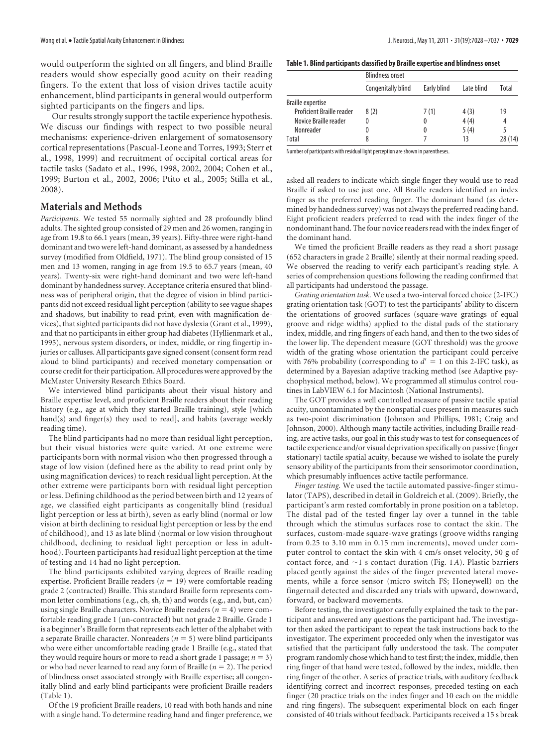would outperform the sighted on all fingers, and blind Braille readers would show especially good acuity on their reading fingers. To the extent that loss of vision drives tactile acuity enhancement, blind participants in general would outperform sighted participants on the fingers and lips.

Our results strongly support the tactile experience hypothesis. We discuss our findings with respect to two possible neural mechanisms: experience-driven enlargement of somatosensory cortical representations (Pascual-Leone and Torres, 1993; Sterr et al., 1998, 1999) and recruitment of occipital cortical areas for tactile tasks (Sadato et al., 1996, 1998, 2002, 2004; Cohen et al., 1999; Burton et al., 2002, 2006; Ptito et al., 2005; Stilla et al., 2008).

## Materials and Methods

*Participants.* We tested 55 normally sighted and 28 profoundly blind adults. The sighted group consisted of 29 men and 26 women, ranging in age from 19.8 to 66.1 years (mean, 39 years). Fifty-three were right-hand dominant and two were left-hand dominant, as assessed by a handedness survey (modified from Oldfield, 1971). The blind group consisted of 15 men and 13 women, ranging in age from 19.5 to 65.7 years (mean, 40 years). Twenty-six were right-hand dominant and two were left-hand dominant by handedness survey. Acceptance criteria ensured that blindness was of peripheral origin, that the degree of vision in blind participants did not exceed residual light perception (ability to see vague shapes and shadows, but inability to read print, even with magnification devices), that sighted participants did not have dyslexia (Grant et al., 1999), and that no participants in either group had diabetes (Hyllienmark et al., 1995), nervous system disorders, or index, middle, or ring fingertip injuries or calluses. All participants gave signed consent (consent form read aloud to blind participants) and received monetary compensation or course credit for their participation. All procedures were approved by the McMaster University Research Ethics Board.

We interviewed blind participants about their visual history and Braille expertise level, and proficient Braille readers about their reading history (e.g., age at which they started Braille training), style [which hand(s) and finger(s) they used to read], and habits (average weekly reading time).

The blind participants had no more than residual light perception, but their visual histories were quite varied. At one extreme were participants born with normal vision who then progressed through a stage of low vision (defined here as the ability to read print only by using magnification devices) to reach residual light perception. At the other extreme were participants born with residual light perception or less. Defining childhood as the period between birth and 12 years of age, we classified eight participants as congenitally blind (residual light perception or less at birth), seven as early blind (normal or low vision at birth declining to residual light perception or less by the end of childhood), and 13 as late blind (normal or low vision throughout childhood, declining to residual light perception or less in adulthood). Fourteen participants had residual light perception at the time of testing and 14 had no light perception.

The blind participants exhibited varying degrees of Braille reading expertise. Proficient Braille readers ($n = 19$) were comfortable reading grade 2 (contracted) Braille. This standard Braille form represents common letter combinations (e.g., ch, sh, th) and words (e.g., and, but, can) using single Braille characters. Novice Braille readers ($n = 4$) were comfortable reading grade 1 (un-contracted) but not grade 2 Braille. Grade 1 is a beginner's Braille form that represents each letter of the alphabet with a separate Braille character. Nonreaders ($n = 5$) were blind participants who were either uncomfortable reading grade 1 Braille (e.g., stated that they would require hours or more to read a short grade 1 passage; $n = 3$) or who had never learned to read any form of Braille ($n = 2$). The period of blindness onset associated strongly with Braille expertise; all congenitally blind and early blind participants were proficient Braille readers (Table 1).

Of the 19 proficient Braille readers, 10 read with both hands and nine with a single hand. To determine reading hand and finger preference, we asked all readers to indicate which single finger they would use to read Braille if asked to use just one. All Braille readers identified an index finger as the preferred reading finger. The dominant hand (as determined by handedness survey) was not always the preferred reading hand. Eight proficient readers preferred to read with the index finger of the nondominant hand. The four novice readers read with the index finger of the dominant hand.

We timed the proficient Braille readers as they read a short passage (652 characters in grade 2 Braille) silently at their normal reading speed. We observed the reading to verify each participant's reading style. A series of comprehension questions following the reading confirmed that all participants had understood the passage.

**Table 1. Blind participants classified by Braille expertise and blindness onset**

| | Blindness onset | | | |
|---|---|---|---|---|
| | Congenitally blind | Early blind | Late blind | Total |
| Braille expertise | | | | |
| Proficient Braille reader | 8 (2) | 7 (1) | 4 (3) | 19 |
| Novice Braille reader | 0 | 0 | 4 (4) | 4 |
| Nonreader | 0 | 0 | 5 (4) | 5 |
| Total | 8 | 7 | 13 | 28 (14) |

Number of participants with residual light perception are shown in parentheses.

*Grating orientation task.* We used a two-interval forced choice (2-IFC) grating orientation task (GOT) to test the participants' ability to discern the orientations of grooved surfaces (square-wave gratings of equal groove and ridge widths) applied to the distal pads of the stationary index, middle, and ring fingers of each hand, and then to the two sides of the lower lip. The dependent measure (GOT threshold) was the groove width of the grating whose orientation the participant could perceive with 76% probability (corresponding to $d' = 1$ on this 2-IFC task), as determined by a Bayesian adaptive tracking method (see Adaptive psychophysical method, below). We programmed all stimulus control routines in LabVIEW 6.1 for Macintosh (National Instruments).

The GOT provides a well controlled measure of passive tactile spatial acuity, uncontaminated by the nonspatial cues present in measures such as two-point discrimination (Johnson and Phillips, 1981; Craig and Johnson, 2000). Although many tactile activities, including Braille reading, are active tasks, our goal in this study was to test for consequences of tactile experience and/or visual deprivation specifically on passive (finger stationary) tactile spatial acuity, because we wished to isolate the purely sensory ability of the participants from their sensorimotor coordination, which presumably influences active tactile performance.

*Finger testing.* We used the tactile automated passive-finger stimulator (TAPS), described in detail in Goldreich et al. (2009). Briefly, the participant's arm rested comfortably in prone position on a tabletop. The distal pad of the tested finger lay over a tunnel in the table through which the stimulus surfaces rose to contact the skin. The surfaces, custom-made square-wave gratings (groove widths ranging from 0.25 to 3.10 mm in 0.15 mm increments), moved under computer control to contact the skin with 4 cm/s onset velocity, 50 g of contact force, and ~1 s contact duration (Fig. 1*A*). Plastic barriers placed gently against the sides of the finger prevented lateral movements, while a force sensor (micro switch FS; Honeywell) on the fingernail detected and discarded any trials with upward, downward, forward, or backward movements.

Before testing, the investigator carefully explained the task to the participant and answered any questions the participant had. The investigator then asked the participant to repeat the task instructions back to the investigator. The experiment proceeded only when the investigator was satisfied that the participant fully understood the task. The computer program randomly chose which hand to test first; the index, middle, then ring finger of that hand were tested, followed by the index, middle, then ring finger of the other. A series of practice trials, with auditory feedback identifying correct and incorrect responses, preceded testing on each finger (20 practice trials on the index finger and 10 each on the middle and ring fingers). The subsequent experimental block on each finger consisted of 40 trials without feedback. Participants received a 15 s break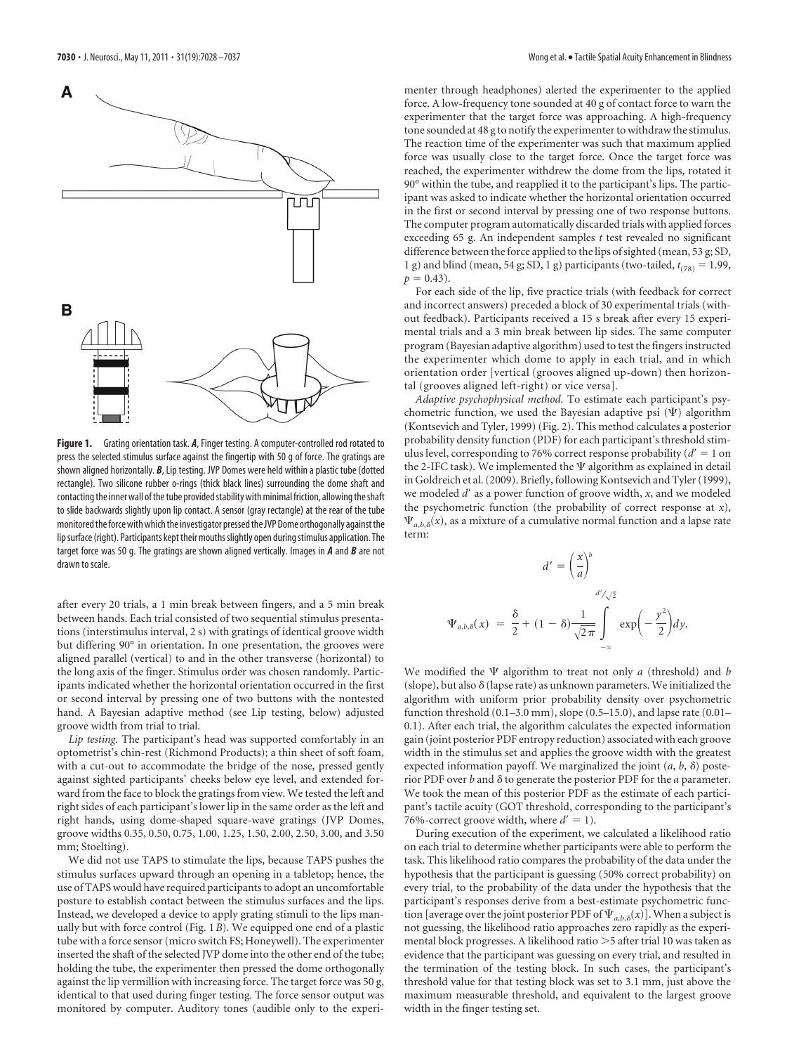**Figure 1.** Grating orientation task. ***A***, Finger testing. A computer-controlled rod rotated to press the selected stimulus surface against the fingertip with 50 g of force. The gratings are shown aligned horizontally. ***B***, Lip testing. JVP Domes were held within a plastic tube (dotted rectangle). Two silicone rubber o-rings (thick black lines) surrounding the dome shaft and contacting the inner wall of the tube provided stability with minimal friction, allowing the shaft to slide backwards slightly upon lip contact. A sensor (gray rectangle) at the rear of the tube monitored the force with which the investigator pressed the JVP Dome orthogonally against the lip surface (right). Participants kept their mouths slightly open during stimulus application. The target force was 50 g. The gratings are shown aligned vertically. Images in ***A*** and ***B*** are not drawn to scale.

after every 20 trials, a 1 min break between fingers, and a 5 min break between hands. Each trial consisted of two sequential stimulus presentations (interstimulus interval, 2 s) with gratings of identical groove width but differing 90° in orientation. In one presentation, the grooves were aligned parallel (vertical) to and in the other transverse (horizontal) to the long axis of the finger. Stimulus order was chosen randomly. Participants indicated whether the horizontal orientation occurred in the first or second interval by pressing one of two buttons with the nontested hand. A Bayesian adaptive method (see Lip testing, below) adjusted groove width from trial to trial.

*Lip testing.* The participant's head was supported comfortably in an optometrist's chin-rest (Richmond Products); a thin sheet of soft foam, with a cut-out to accommodate the bridge of the nose, pressed gently against sighted participants' cheeks below eye level, and extended forward from the face to block the gratings from view. We tested the left and right sides of each participant's lower lip in the same order as the left and right hands, using dome-shaped square-wave gratings (JVP Domes, groove widths 0.35, 0.50, 0.75, 1.00, 1.25, 1.50, 2.00, 2.50, 3.00, and 3.50 mm; Stoelting).

We did not use TAPS to stimulate the lips, because TAPS pushes the stimulus surfaces upward through an opening in a tabletop; hence, the use of TAPS would have required participants to adopt an uncomfortable posture to establish contact between the stimulus surfaces and the lips. Instead, we developed a device to apply grating stimuli to the lips manually but with force control (Fig. 1*B*). We equipped one end of a plastic tube with a force sensor (micro switch FS; Honeywell). The experimenter inserted the shaft of the selected JVP dome into the other end of the tube; holding the tube, the experimenter then pressed the dome orthogonally against the lip vermillion with increasing force. The target force was 50 g, identical to that used during finger testing. The force sensor output was monitored by computer. Auditory tones (audible only to the experimenter through headphones) alerted the experimenter to the applied force. A low-frequency tone sounded at 40 g of contact force to warn the experimenter that the target force was approaching. A high-frequency tone sounded at 48 g to notify the experimenter to withdraw the stimulus. The reaction time of the experimenter was such that maximum applied force was usually close to the target force. Once the target force was reached, the experimenter withdrew the dome from the lips, rotated it 90° within the tube, and reapplied it to the participant's lips. The participant was asked to indicate whether the horizontal orientation occurred in the first or second interval by pressing one of two response buttons. The computer program automatically discarded trials with applied forces exceeding 65 g. An independent samples *t* test revealed no significant difference between the force applied to the lips of sighted (mean, 53 g; SD, 1 g) and blind (mean, 54 g; SD, 1 g) participants (two-tailed, $t_{(78)} = 1.99$, $p = 0.43$).

For each side of the lip, five practice trials (with feedback for correct and incorrect answers) preceded a block of 30 experimental trials (without feedback). Participants received a 15 s break after every 15 experimental trials and a 3 min break between lip sides. The same computer program (Bayesian adaptive algorithm) used to test the fingers instructed the experimenter which dome to apply in each trial, and in which orientation order [vertical (grooves aligned up-down) then horizontal (grooves aligned left-right) or vice versa].

*Adaptive psychophysical method.* To estimate each participant's psychometric function, we used the Bayesian adaptive psi ($\Psi$) algorithm (Kontsevich and Tyler, 1999) (Fig. 2). This method calculates a posterior probability density function (PDF) for each participant's threshold stimulus level, corresponding to 76% correct response probability ($d' = 1$ on the 2-IFC task). We implemented the $\Psi$ algorithm as explained in detail in Goldreich et al. (2009). Briefly, following Kontsevich and Tyler (1999), we modeled $d'$ as a power function of groove width, $x$, and we modeled the psychometric function (the probability of correct response at $x$), $\Psi_{a,b,\delta}(x)$, as a mixture of a cumulative normal function and a lapse rate term:

$$d' = \left(\frac{x}{a}\right)^b$$

$$\Psi_{a,b,\delta}(x) = \frac{\delta}{2} + (1-\delta)\frac{1}{\sqrt{2\pi}}\int_{-\infty}^{d'/\sqrt{2}} \exp\left(-\frac{y^2}{2}\right)dy.$$

We modified the $\Psi$ algorithm to treat not only $a$ (threshold) and $b$ (slope), but also $\delta$ (lapse rate) as unknown parameters. We initialized the algorithm with uniform prior probability density over psychometric function threshold (0.1–3.0 mm), slope (0.5–15.0), and lapse rate (0.01–0.1). After each trial, the algorithm calculates the expected information gain (joint posterior PDF entropy reduction) associated with each groove width in the stimulus set and applies the groove width with the greatest expected information payoff. We marginalized the joint ($a$, $b$, $\delta$) posterior PDF over $b$ and $\delta$ to generate the posterior PDF for the $a$ parameter. We took the mean of this posterior PDF as the estimate of each participant's tactile acuity (GOT threshold, corresponding to the participant's 76%-correct groove width, where $d' = 1$).

During execution of the experiment, we calculated a likelihood ratio on each trial to determine whether participants were able to perform the task. This likelihood ratio compares the probability of the data under the hypothesis that the participant is guessing (50% correct probability) on every trial, to the probability of the data under the hypothesis that the participant's responses derive from a best-estimate psychometric function [average over the joint posterior PDF of $\Psi_{a,b,\delta}(x)$]. When a subject is not guessing, the likelihood ratio approaches zero rapidly as the experimental block progresses. A likelihood ratio $>5$ after trial 10 was taken as evidence that the participant was guessing on every trial, and resulted in the termination of the testing block. In such cases, the participant's threshold value for that testing block was set to 3.1 mm, just above the maximum measurable threshold, and equivalent to the largest groove width in the finger testing set.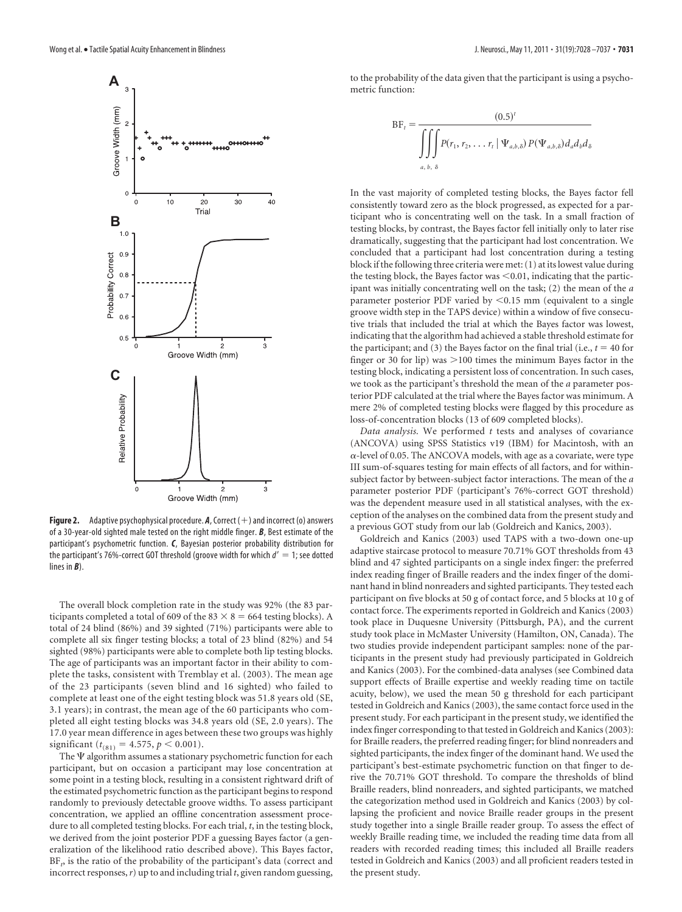**Figure 2.** Adaptive psychophysical procedure. ***A***, Correct (+) and incorrect (o) answers of a 30-year-old sighted male tested on the right middle finger. ***B***, Best estimate of the participant's psychometric function. ***C***, Bayesian posterior probability distribution for the participant's 76%-correct GOT threshold (groove width for which $d' = 1$; see dotted lines in ***B***).

The overall block completion rate in the study was 92% (the 83 participants completed a total of 609 of the $83 \times 8 = 664$ testing blocks). A total of 24 blind (86%) and 39 sighted (71%) participants were able to complete all six finger testing blocks; a total of 23 blind (82%) and 54 sighted (98%) participants were able to complete both lip testing blocks. The age of participants was an important factor in their ability to complete the tasks, consistent with Tremblay et al. (2003). The mean age of the 23 participants (seven blind and 16 sighted) who failed to complete at least one of the eight testing block was 51.8 years old (SE, 3.1 years); in contrast, the mean age of the 60 participants who completed all eight testing blocks was 34.8 years old (SE, 2.0 years). The 17.0 year mean difference in ages between these two groups was highly significant ($t_{(81)} = 4.575$, $p < 0.001$).

The $\Psi$ algorithm assumes a stationary psychometric function for each participant, but on occasion a participant may lose concentration at some point in a testing block, resulting in a consistent rightward drift of the estimated psychometric function as the participant begins to respond randomly to previously detectable groove widths. To assess participant concentration, we applied an offline concentration assessment procedure to all completed testing blocks. For each trial, $t$, in the testing block, we derived from the joint posterior PDF a guessing Bayes factor (a generalization of the likelihood ratio described above). This Bayes factor, $BF_t$, is the ratio of the probability of the participant's data (correct and incorrect responses, $r$) up to and including trial $t$, given random guessing, to the probability of the data given that the participant is using a psychometric function:

$$BF_t = \frac{(0.5)^t}{\iiint\limits_{a,\,b,\,\delta} P(r_1, r_2, \ldots r_t \mid \Psi_{a,b,\delta})\, P(\Psi_{a,b,\delta})\, d_a d_b d_\delta}$$

In the vast majority of completed testing blocks, the Bayes factor fell consistently toward zero as the block progressed, as expected for a participant who is concentrating well on the task. In a small fraction of testing blocks, by contrast, the Bayes factor fell initially only to later rise dramatically, suggesting that the participant had lost concentration. We concluded that a participant had lost concentration during a testing block if the following three criteria were met: (1) at its lowest value during the testing block, the Bayes factor was $<0.01$, indicating that the participant was initially concentrating well on the task; (2) the mean of the $a$ parameter posterior PDF varied by $<0.15$ mm (equivalent to a single groove width step in the TAPS device) within a window of five consecutive trials that included the trial at which the Bayes factor was lowest, indicating that the algorithm had achieved a stable threshold estimate for the participant; and (3) the Bayes factor on the final trial (i.e., $t = 40$ for finger or 30 for lip) was $>100$ times the minimum Bayes factor in the testing block, indicating a persistent loss of concentration. In such cases, we took as the participant's threshold the mean of the $a$ parameter posterior PDF calculated at the trial where the Bayes factor was minimum. A mere 2% of completed testing blocks were flagged by this procedure as loss-of-concentration blocks (13 of 609 completed blocks).

*Data analysis.* We performed $t$ tests and analyses of covariance (ANCOVA) using SPSS Statistics v19 (IBM) for Macintosh, with an $\alpha$-level of 0.05. The ANCOVA models, with age as a covariate, were type III sum-of-squares testing for main effects of all factors, and for within-subject factor by between-subject factor interactions. The mean of the $a$ parameter posterior PDF (participant's 76%-correct GOT threshold) was the dependent measure used in all statistical analyses, with the exception of the analyses on the combined data from the present study and a previous GOT study from our lab (Goldreich and Kanics, 2003).

Goldreich and Kanics (2003) used TAPS with a two-down one-up adaptive staircase protocol to measure 70.71% GOT thresholds from 43 blind and 47 sighted participants on a single index finger: the preferred index reading finger of Braille readers and the index finger of the dominant hand in blind nonreaders and sighted participants. They tested each participant on five blocks at 50 g of contact force, and 5 blocks at 10 g of contact force. The experiments reported in Goldreich and Kanics (2003) took place in Duquesne University (Pittsburgh, PA), and the current study took place in McMaster University (Hamilton, ON, Canada). The two studies provide independent participant samples: none of the participants in the present study had previously participated in Goldreich and Kanics (2003). For the combined-data analyses (see Combined data support effects of Braille expertise and weekly reading time on tactile acuity, below), we used the mean 50 g threshold for each participant tested in Goldreich and Kanics (2003), the same contact force used in the present study. For each participant in the present study, we identified the index finger corresponding to that tested in Goldreich and Kanics (2003): for Braille readers, the preferred reading finger; for blind nonreaders and sighted participants, the index finger of the dominant hand. We used the participant's best-estimate psychometric function on that finger to derive the 70.71% GOT threshold. To compare the thresholds of blind Braille readers, blind nonreaders, and sighted participants, we matched the categorization method used in Goldreich and Kanics (2003) by collapsing the proficient and novice Braille reader groups in the present study together into a single Braille reader group. To assess the effect of weekly Braille reading time, we included the reading time data from all readers with recorded reading times; this included all Braille readers tested in Goldreich and Kanics (2003) and all proficient readers tested in the present study.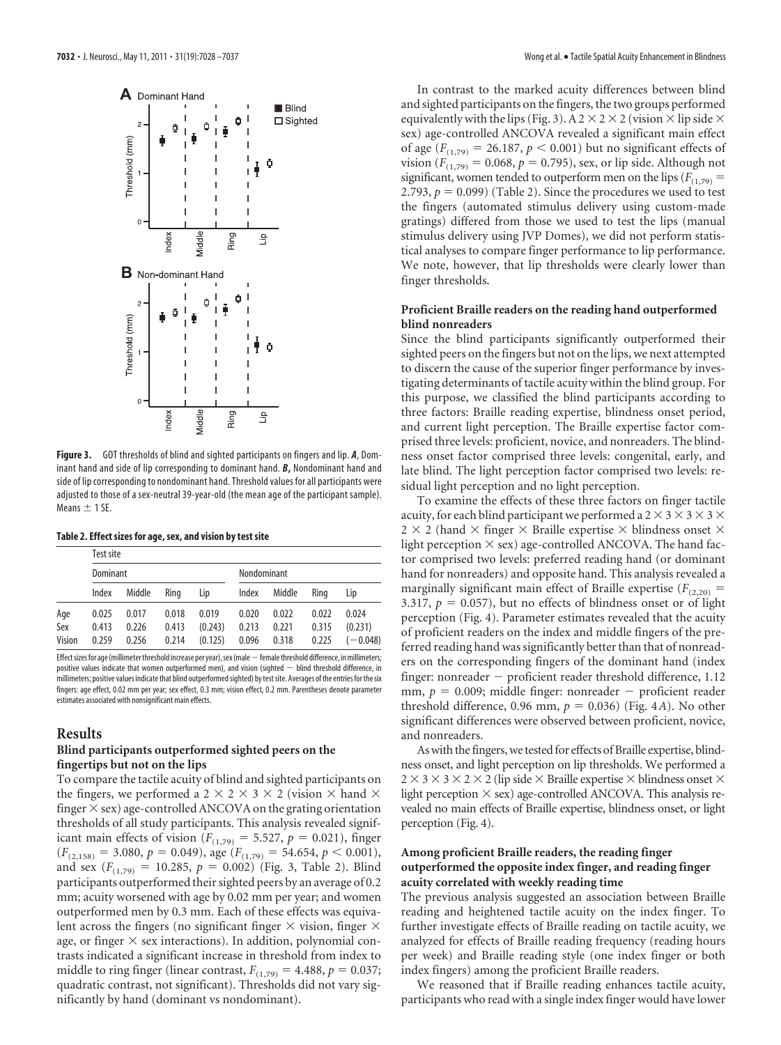**Figure 3.** GOT thresholds of blind and sighted participants on fingers and lip. ***A***, Dominant hand and side of lip corresponding to dominant hand. ***B***, Nondominant hand and side of lip corresponding to nondominant hand. Threshold values for all participants were adjusted to those of a sex-neutral 39-year-old (the mean age of the participant sample). Means ± 1 SE.

**Table 2. Effect sizes for age, sex, and vision by test site**

| | Test site | | | | | | | |
|---|---|---|---|---|---|---|---|---|
| | Dominant | | | | Nondominant | | | |
| | Index | Middle | Ring | Lip | Index | Middle | Ring | Lip |
| Age | 0.025 | 0.017 | 0.018 | 0.019 | 0.020 | 0.022 | 0.022 | 0.024 |
| Sex | 0.413 | 0.226 | 0.413 | (0.243) | 0.213 | 0.221 | 0.315 | (0.231) |
| Vision | 0.259 | 0.256 | 0.214 | (0.125) | 0.096 | 0.318 | 0.225 | (−0.048) |

Effect sizes for age (millimeter threshold increase per year), sex (male − female threshold difference, in millimeters; positive values indicate that women outperformed men), and vision (sighted − blind threshold difference, in millimeters; positive values indicate that blind outperformed sighted) by test site. Averages of the entries for the six fingers: age effect, 0.02 mm per year; sex effect, 0.3 mm; vision effect, 0.2 mm. Parentheses denote parameter estimates associated with nonsignificant main effects.

## Results

### Blind participants outperformed sighted peers on the fingertips but not on the lips

To compare the tactile acuity of blind and sighted participants on the fingers, we performed a 2 × 2 × 3 × 2 (vision × hand × finger × sex) age-controlled ANCOVA on the grating orientation thresholds of all study participants. This analysis revealed significant main effects of vision ($F_{(1,79)} = 5.527$, $p = 0.021$), finger ($F_{(2,158)} = 3.080$, $p = 0.049$), age ($F_{(1,79)} = 54.654$, $p < 0.001$), and sex ($F_{(1,79)} = 10.285$, $p = 0.002$) (Fig. 3, Table 2). Blind participants outperformed their sighted peers by an average of 0.2 mm; acuity worsened with age by 0.02 mm per year; and women outperformed men by 0.3 mm. Each of these effects was equivalent across the fingers (no significant finger × vision, finger × age, or finger × sex interactions). In addition, polynomial contrasts indicated a significant increase in threshold from index to middle to ring finger (linear contrast, $F_{(1,79)} = 4.488$, $p = 0.037$; quadratic contrast, not significant). Thresholds did not vary significantly by hand (dominant vs nondominant).

In contrast to the marked acuity differences between blind and sighted participants on the fingers, the two groups performed equivalently with the lips (Fig. 3). A 2 × 2 × 2 (vision × lip side × sex) age-controlled ANCOVA revealed a significant main effect of age ($F_{(1,79)} = 26.187$, $p < 0.001$) but no significant effects of vision ($F_{(1,79)} = 0.068$, $p = 0.795$), sex, or lip side. Although not significant, women tended to outperform men on the lips ($F_{(1,79)} = 2.793$, $p = 0.099$) (Table 2). Since the procedures we used to test the fingers (automated stimulus delivery using custom-made gratings) differed from those we used to test the lips (manual stimulus delivery using JVP Domes), we did not perform statistical analyses to compare finger performance to lip performance. We note, however, that lip thresholds were clearly lower than finger thresholds.

### Proficient Braille readers on the reading hand outperformed blind nonreaders

Since the blind participants significantly outperformed their sighted peers on the fingers but not on the lips, we next attempted to discern the cause of the superior finger performance by investigating determinants of tactile acuity within the blind group. For this purpose, we classified the blind participants according to three factors: Braille reading expertise, blindness onset period, and current light perception. The Braille expertise factor comprised three levels: proficient, novice, and nonreaders. The blindness onset factor comprised three levels: congenital, early, and late blind. The light perception factor comprised two levels: residual light perception and no light perception.

To examine the effects of these three factors on finger tactile acuity, for each blind participant we performed a 2 × 3 × 3 × 3 × 2 × 2 (hand × finger × Braille expertise × blindness onset × light perception × sex) age-controlled ANCOVA. The hand factor comprised two levels: preferred reading hand (or dominant hand for nonreaders) and opposite hand. This analysis revealed a marginally significant main effect of Braille expertise ($F_{(2,20)} = 3.317$, $p = 0.057$), but no effects of blindness onset or of light perception (Fig. 4). Parameter estimates revealed that the acuity of proficient readers on the index and middle fingers of the preferred reading hand was significantly better than that of nonreaders on the corresponding fingers of the dominant hand (index finger: nonreader − proficient reader threshold difference, 1.12 mm, $p = 0.009$; middle finger: nonreader − proficient reader threshold difference, 0.96 mm, $p = 0.036$) (Fig. 4*A*). No other significant differences were observed between proficient, novice, and nonreaders.

As with the fingers, we tested for effects of Braille expertise, blindness onset, and light perception on lip thresholds. We performed a 2 × 3 × 3 × 2 × 2 (lip side × Braille expertise × blindness onset × light perception × sex) age-controlled ANCOVA. This analysis revealed no main effects of Braille expertise, blindness onset, or light perception (Fig. 4).

### Among proficient Braille readers, the reading finger outperformed the opposite index finger, and reading finger acuity correlated with weekly reading time

The previous analysis suggested an association between Braille reading and heightened tactile acuity on the index finger. To further investigate effects of Braille reading frequency on tactile acuity, we analyzed for effects of Braille reading frequency (reading hours per week) and Braille reading style (one index finger or both index fingers) among the proficient Braille readers.

We reasoned that if Braille reading enhances tactile acuity, participants who read with a single index finger would have lower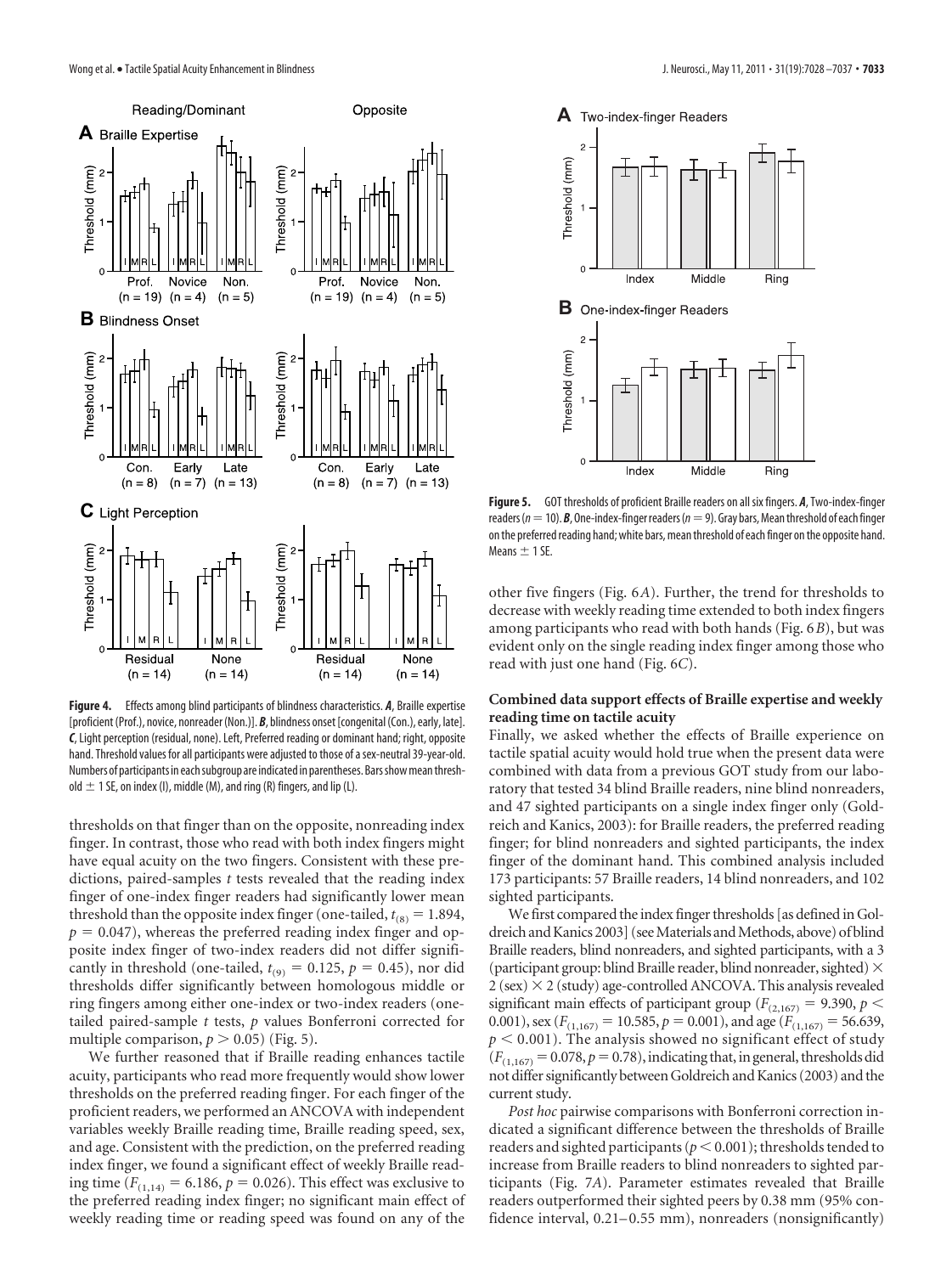**Figure 4.** Effects among blind participants of blindness characteristics. ***A***, Braille expertise [proficient (Prof.), novice, nonreader (Non.)]. ***B***, blindness onset [congenital (Con.), early, late]. ***C***, Light perception (residual, none). Left, Preferred reading or dominant hand; right, opposite hand. Threshold values for all participants were adjusted to those of a sex-neutral 39-year-old. Numbers of participants in each subgroup are indicated in parentheses. Bars show mean threshold ± 1 SE, on index (I), middle (M), and ring (R) fingers, and lip (L).

thresholds on that finger than on the opposite, nonreading index finger. In contrast, those who read with both index fingers might have equal acuity on the two fingers. Consistent with these predictions, paired-samples *t* tests revealed that the reading index finger of one-index finger readers had significantly lower mean threshold than the opposite index finger (one-tailed, $t_{(8)} = 1.894$, $p = 0.047$), whereas the preferred reading index finger and opposite index finger of two-index readers did not differ significantly in threshold (one-tailed, $t_{(9)} = 0.125$, $p = 0.45$), nor did thresholds differ significantly between homologous middle or ring fingers among either one-index or two-index readers (one-tailed paired-sample *t* tests, *p* values Bonferroni corrected for multiple comparison, $p > 0.05$) (Fig. 5).

We further reasoned that if Braille reading enhances tactile acuity, participants who read more frequently would show lower thresholds on the preferred reading finger. For each finger of the proficient readers, we performed an ANCOVA with independent variables weekly Braille reading time, Braille reading speed, sex, and age. Consistent with the prediction, on the preferred reading index finger, we found a significant effect of weekly Braille reading time ($F_{(1,14)} = 6.186$, $p = 0.026$). This effect was exclusive to the preferred reading index finger; no significant main effect of weekly reading time or reading speed was found on any of the

**Figure 5.** GOT thresholds of proficient Braille readers on all six fingers. ***A***, Two-index-finger readers ($n = 10$). ***B***, One-index-finger readers ($n = 9$). Gray bars, Mean threshold of each finger on the preferred reading hand; white bars, mean threshold of each finger on the opposite hand. Means ± 1 SE.

other five fingers (Fig. 6*A*). Further, the trend for thresholds to decrease with weekly reading time extended to both index fingers among participants who read with both hands (Fig. 6*B*), but was evident only on the single reading index finger among those who read with just one hand (Fig. 6*C*).

### Combined data support effects of Braille expertise and weekly reading time on tactile acuity

Finally, we asked whether the effects of Braille experience on tactile spatial acuity would hold true when the present data were combined with data from a previous GOT study from our laboratory that tested 34 blind Braille readers, nine blind nonreaders, and 47 sighted participants on a single index finger only (Goldreich and Kanics, 2003): for Braille readers, the preferred reading finger; for blind nonreaders and sighted participants, the index finger of the dominant hand. This combined analysis included 173 participants: 57 Braille readers, 14 blind nonreaders, and 102 sighted participants.

We first compared the index finger thresholds [as defined in Goldreich and Kanics 2003] (see Materials and Methods, above) of blind Braille readers, blind nonreaders, and sighted participants, with a 3 (participant group: blind Braille reader, blind nonreader, sighted) × 2 (sex) × 2 (study) age-controlled ANCOVA. This analysis revealed significant main effects of participant group ($F_{(2,167)} = 9.390$, $p < 0.001$), sex ($F_{(1,167)} = 10.585$, $p = 0.001$), and age ($F_{(1,167)} = 56.639$, $p < 0.001$). The analysis showed no significant effect of study ($F_{(1,167)} = 0.078$, $p = 0.78$), indicating that, in general, thresholds did not differ significantly between Goldreich and Kanics (2003) and the current study.

*Post hoc* pairwise comparisons with Bonferroni correction indicated a significant difference between the thresholds of Braille readers and sighted participants ($p < 0.001$); thresholds tended to increase from Braille readers to blind nonreaders to sighted participants (Fig. 7*A*). Parameter estimates revealed that Braille readers outperformed their sighted peers by 0.38 mm (95% confidence interval, 0.21–0.55 mm), nonreaders (nonsignificantly)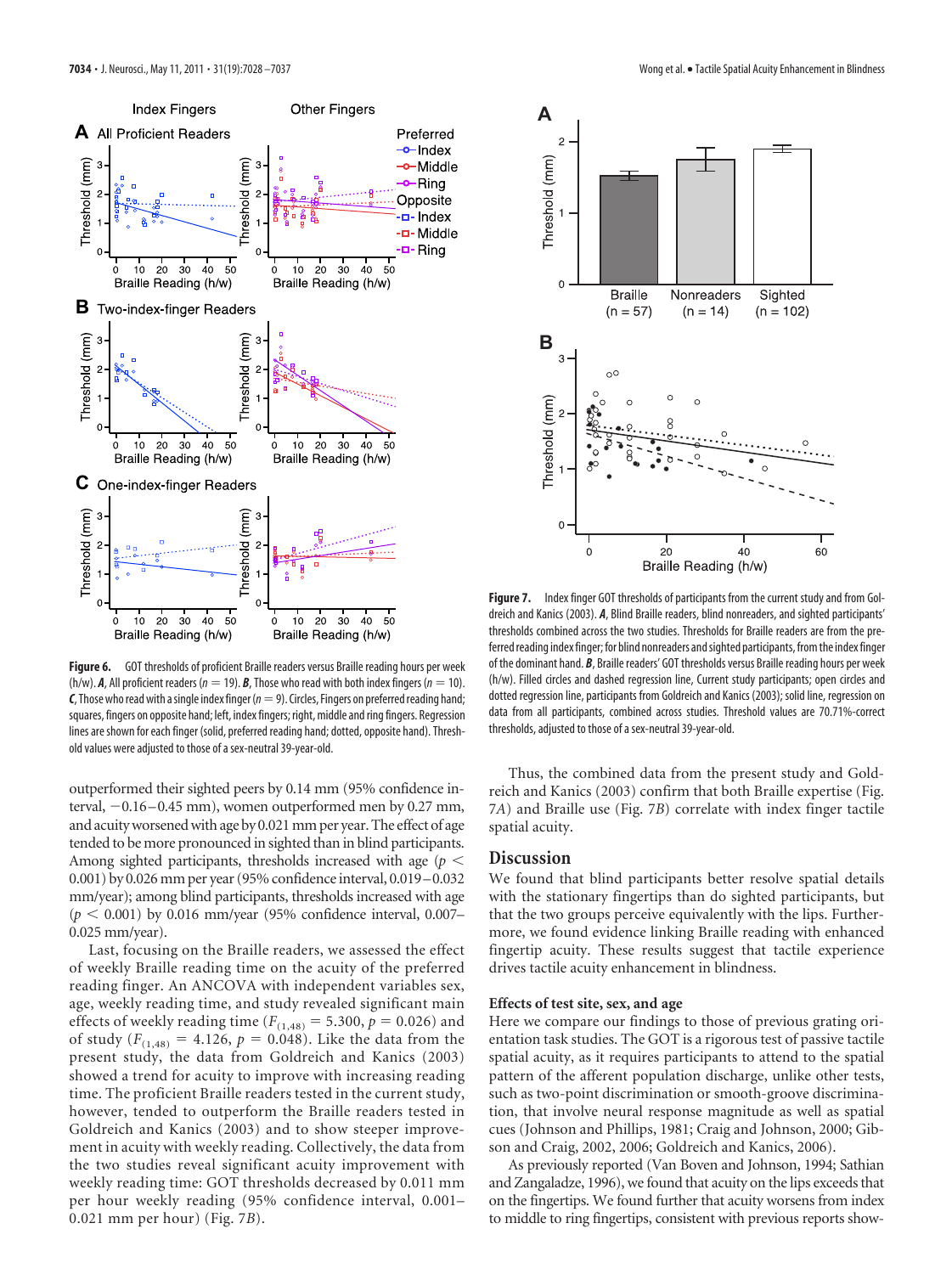**Figure 6.** GOT thresholds of proficient Braille readers versus Braille reading hours per week (h/w). ***A***, All proficient readers ($n = 19$). ***B***, Those who read with both index fingers ($n = 10$). ***C***, Those who read with a single index finger ($n = 9$). Circles, Fingers on preferred reading hand; squares, fingers on opposite hand; left, index fingers; right, middle and ring fingers. Regression lines are shown for each finger (solid, preferred reading hand; dotted, opposite hand). Threshold values were adjusted to those of a sex-neutral 39-year-old.

**Figure 7.** Index finger GOT thresholds of participants from the current study and from Goldreich and Kanics (2003). ***A***, Blind Braille readers, blind nonreaders, and sighted participants' thresholds combined across the two studies. Thresholds for Braille readers are from the preferred reading index finger; for blind nonreaders and sighted participants, from the index finger of the dominant hand. ***B***, Braille readers' GOT thresholds versus Braille reading hours per week (h/w). Filled circles and dashed regression line, Current study participants; open circles and dotted regression line, participants from Goldreich and Kanics (2003); solid line, regression on data from all participants, combined across studies. Threshold values are 70.71%-correct thresholds, adjusted to those of a sex-neutral 39-year-old.

outperformed their sighted peers by 0.14 mm (95% confidence interval, −0.16–0.45 mm), women outperformed men by 0.27 mm, and acuity worsened with age by 0.021 mm per year. The effect of age tended to be more pronounced in sighted than in blind participants. Among sighted participants, thresholds increased with age ($p < 0.001$) by 0.026 mm per year (95% confidence interval, 0.019–0.032 mm/year); among blind participants, thresholds increased with age ($p < 0.001$) by 0.016 mm/year (95% confidence interval, 0.007–0.025 mm/year).

Last, focusing on the Braille readers, we assessed the effect of weekly Braille reading time on the acuity of the preferred reading finger. An ANCOVA with independent variables sex, age, weekly reading time, and study revealed significant main effects of weekly reading time ($F_{(1,48)} = 5.300$, $p = 0.026$) and of study ($F_{(1,48)} = 4.126$, $p = 0.048$). Like the data from the present study, the data from Goldreich and Kanics (2003) showed a trend for acuity to improve with increasing reading time. The proficient Braille readers tested in the current study, however, tended to outperform the Braille readers tested in Goldreich and Kanics (2003) and to show steeper improvement in acuity with weekly reading. Collectively, the data from the two studies reveal significant acuity improvement with weekly reading time: GOT thresholds decreased by 0.011 mm per hour weekly reading (95% confidence interval, 0.001–0.021 mm per hour) (Fig. 7*B*).

Thus, the combined data from the present study and Goldreich and Kanics (2003) confirm that both Braille expertise (Fig. 7*A*) and Braille use (Fig. 7*B*) correlate with index finger tactile spatial acuity.

## Discussion

We found that blind participants better resolve spatial details with the stationary fingertips than do sighted participants, but that the two groups perceive equivalently with the lips. Furthermore, we found evidence linking Braille reading with enhanced fingertip acuity. These results suggest that tactile experience drives tactile acuity enhancement in blindness.

### Effects of test site, sex, and age

Here we compare our findings to those of previous grating orientation task studies. The GOT is a rigorous test of passive tactile spatial acuity, as it requires participants to attend to the spatial pattern of the afferent population discharge, unlike other tests, such as two-point discrimination or smooth-groove discrimination, that involve neural response magnitude as well as spatial cues (Johnson and Phillips, 1981; Craig and Johnson, 2000; Gibson and Craig, 2002, 2006; Goldreich and Kanics, 2006).

As previously reported (Van Boven and Johnson, 1994; Sathian and Zangaladze, 1996), we found that acuity on the lips exceeds that on the fingertips. We found further that acuity worsens from index to middle to ring fingertips, consistent with previous reports show-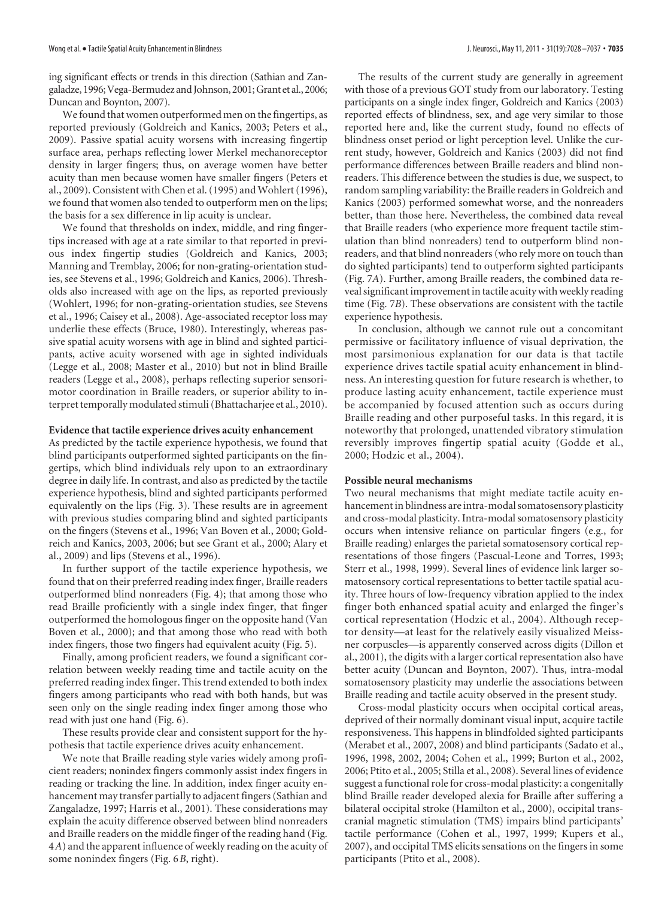ing significant effects or trends in this direction (Sathian and Zangaladze, 1996; Vega-Bermudez and Johnson, 2001; Grant et al., 2006; Duncan and Boynton, 2007).

We found that women outperformed men on the fingertips, as reported previously (Goldreich and Kanics, 2003; Peters et al., 2009). Passive spatial acuity worsens with increasing fingertip surface area, perhaps reflecting lower Merkel mechanoreceptor density in larger fingers; thus, on average women have better acuity than men because women have smaller fingers (Peters et al., 2009). Consistent with Chen et al. (1995) and Wohlert (1996), we found that women also tended to outperform men on the lips; the basis for a sex difference in lip acuity is unclear.

We found that thresholds on index, middle, and ring fingertips increased with age at a rate similar to that reported in previous index fingertip studies (Goldreich and Kanics, 2003; Manning and Tremblay, 2006; for non-grating-orientation studies, see Stevens et al., 1996; Goldreich and Kanics, 2006). Thresholds also increased with age on the lips, as reported previously (Wohlert, 1996; for non-grating-orientation studies, see Stevens et al., 1996; Caisey et al., 2008). Age-associated receptor loss may underlie these effects (Bruce, 1980). Interestingly, whereas passive spatial acuity worsens with age in blind and sighted participants, active acuity worsened with age in sighted individuals (Legge et al., 2008; Master et al., 2010) but not in blind Braille readers (Legge et al., 2008), perhaps reflecting superior sensorimotor coordination in Braille readers, or superior ability to interpret temporally modulated stimuli (Bhattacharjee et al., 2010).

### Evidence that tactile experience drives acuity enhancement

As predicted by the tactile experience hypothesis, we found that blind participants outperformed sighted participants on the fingertips, which blind individuals rely upon to an extraordinary degree in daily life. In contrast, and also as predicted by the tactile experience hypothesis, blind and sighted participants performed equivalently on the lips (Fig. 3). These results are in agreement with previous studies comparing blind and sighted participants on the fingers (Stevens et al., 1996; Van Boven et al., 2000; Goldreich and Kanics, 2003, 2006; but see Grant et al., 2000; Alary et al., 2009) and lips (Stevens et al., 1996).

In further support of the tactile experience hypothesis, we found that on their preferred reading index finger, Braille readers outperformed blind nonreaders (Fig. 4); that among those who read Braille proficiently with a single index finger, that finger outperformed the homologous finger on the opposite hand (Van Boven et al., 2000); and that among those who read with both index fingers, those two fingers had equivalent acuity (Fig. 5).

Finally, among proficient readers, we found a significant correlation between weekly reading time and tactile acuity on the preferred reading index finger. This trend extended to both index fingers among participants who read with both hands, but was seen only on the single reading index finger among those who read with just one hand (Fig. 6).

These results provide clear and consistent support for the hypothesis that tactile experience drives acuity enhancement.

We note that Braille reading style varies widely among proficient readers; nonindex fingers commonly assist index fingers in reading or tracking the line. In addition, index finger acuity enhancement may transfer partially to adjacent fingers (Sathian and Zangaladze, 1997; Harris et al., 2001). These considerations may explain the acuity difference observed between blind nonreaders and Braille readers on the middle finger of the reading hand (Fig. 4*A*) and the apparent influence of weekly reading on the acuity of some nonindex fingers (Fig. 6*B*, right).

The results of the current study are generally in agreement with those of a previous GOT study from our laboratory. Testing participants on a single index finger, Goldreich and Kanics (2003) reported effects of blindness, sex, and age very similar to those reported here and, like the current study, found no effects of blindness onset period or light perception level. Unlike the current study, however, Goldreich and Kanics (2003) did not find performance differences between Braille readers and blind nonreaders. This difference between the studies is due, we suspect, to random sampling variability: the Braille readers in Goldreich and Kanics (2003) performed somewhat worse, and the nonreaders better, than those here. Nevertheless, the combined data reveal that Braille readers (who experience more frequent tactile stimulation than blind nonreaders) tend to outperform blind nonreaders, and that blind nonreaders (who rely more on touch than do sighted participants) tend to outperform sighted participants (Fig. 7*A*). Further, among Braille readers, the combined data reveal significant improvement in tactile acuity with weekly reading time (Fig. 7*B*). These observations are consistent with the tactile experience hypothesis.

In conclusion, although we cannot rule out a concomitant permissive or facilitatory influence of visual deprivation, the most parsimonious explanation for our data is that tactile experience drives tactile spatial acuity enhancement in blindness. An interesting question for future research is whether, to produce lasting acuity enhancement, tactile experience must be accompanied by focused attention such as occurs during Braille reading and other purposeful tasks. In this regard, it is noteworthy that prolonged, unattended vibratory stimulation reversibly improves fingertip spatial acuity (Godde et al., 2000; Hodzic et al., 2004).

### Possible neural mechanisms

Two neural mechanisms that might mediate tactile acuity enhancement in blindness are intra-modal somatosensory plasticity and cross-modal plasticity. Intra-modal somatosensory plasticity occurs when intensive reliance on particular fingers (e.g., for Braille reading) enlarges the parietal somatosensory cortical representations of those fingers (Pascual-Leone and Torres, 1993; Sterr et al., 1998, 1999). Several lines of evidence link larger somatosensory cortical representations to better tactile spatial acuity. Three hours of low-frequency vibration applied to the index finger both enhanced spatial acuity and enlarged the finger's cortical representation (Hodzic et al., 2004). Although receptor density—at least for the relatively easily visualized Meissner corpuscles—is apparently conserved across digits (Dillon et al., 2001), the digits with a larger cortical representation also have better acuity (Duncan and Boynton, 2007). Thus, intra-modal somatosensory plasticity may underlie the associations between Braille reading and tactile acuity observed in the present study.

Cross-modal plasticity occurs when occipital cortical areas, deprived of their normally dominant visual input, acquire tactile responsiveness. This happens in blindfolded sighted participants (Merabet et al., 2007, 2008) and blind participants (Sadato et al., 1996, 1998, 2002, 2004; Cohen et al., 1999; Burton et al., 2002, 2006; Ptito et al., 2005; Stilla et al., 2008). Several lines of evidence suggest a functional role for cross-modal plasticity: a congenitally blind Braille reader developed alexia for Braille after suffering a bilateral occipital stroke (Hamilton et al., 2000), occipital transcranial magnetic stimulation (TMS) impairs blind participants' tactile performance (Cohen et al., 1997, 1999; Kupers et al., 2007), and occipital TMS elicits sensations on the fingers in some participants (Ptito et al., 2008).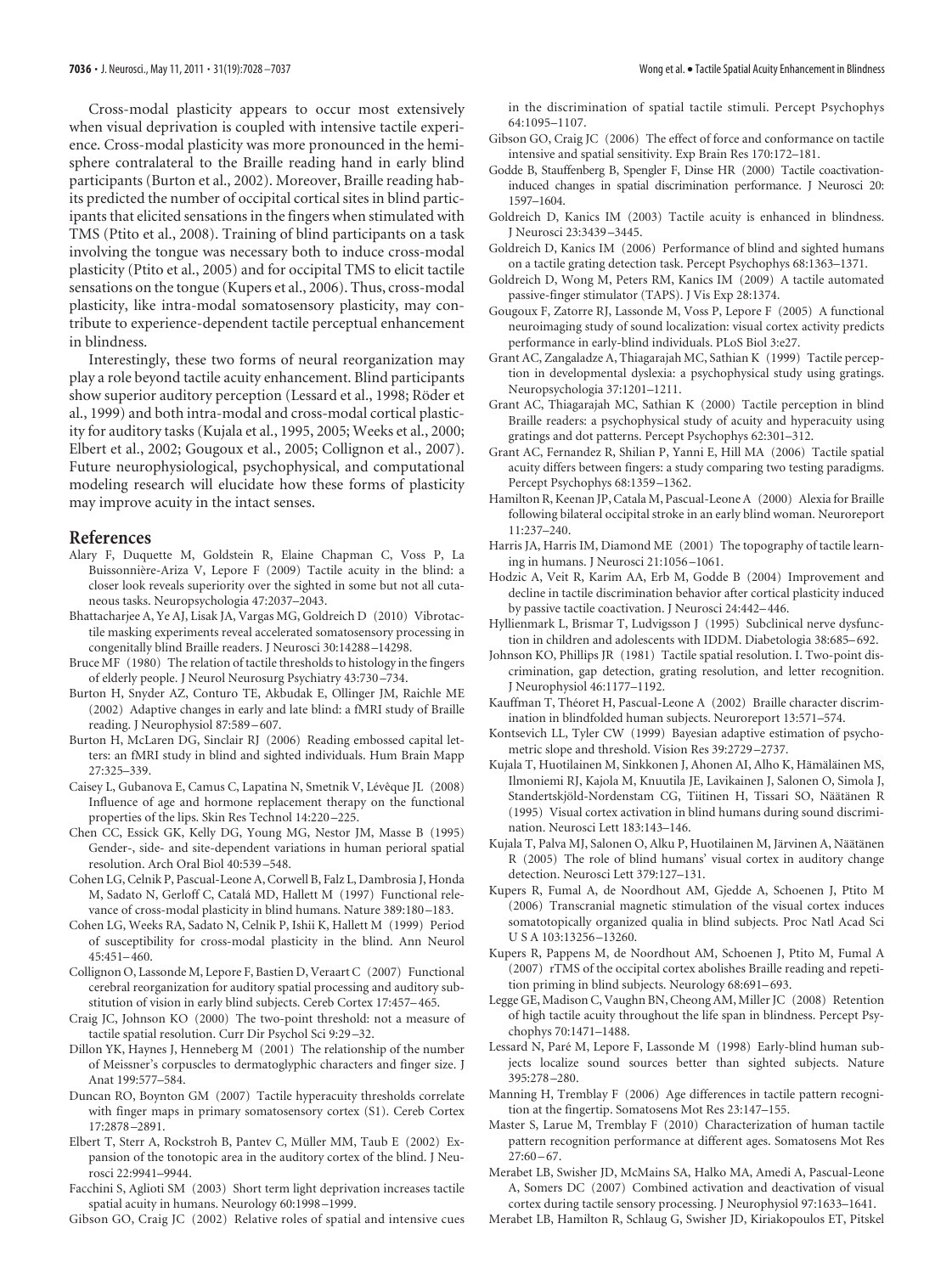Cross-modal plasticity appears to occur most extensively when visual deprivation is coupled with intensive tactile experience. Cross-modal plasticity was more pronounced in the hemisphere contralateral to the Braille reading hand in early blind participants (Burton et al., 2002). Moreover, Braille reading habits predicted the number of occipital cortical sites in blind participants that elicited sensations in the fingers when stimulated with TMS (Ptito et al., 2008). Training of blind participants on a task involving the tongue was necessary both to induce cross-modal plasticity (Ptito et al., 2005) and for occipital TMS to elicit tactile sensations on the tongue (Kupers et al., 2006). Thus, cross-modal plasticity, like intra-modal somatosensory plasticity, may contribute to experience-dependent tactile perceptual enhancement in blindness.

Interestingly, these two forms of neural reorganization may play a role beyond tactile acuity enhancement. Blind participants show superior auditory perception (Lessard et al., 1998; Röder et al., 1999) and both intra-modal and cross-modal cortical plasticity for auditory tasks (Kujala et al., 1995, 2005; Weeks et al., 2000; Elbert et al., 2002; Gougoux et al., 2005; Collignon et al., 2007). Future neurophysiological, psychophysical, and computational modeling research will elucidate how these forms of plasticity may improve acuity in the intact senses.

## References

Alary F, Duquette M, Goldstein R, Elaine Chapman C, Voss P, La Buissonnière-Ariza V, Lepore F (2009) Tactile acuity in the blind: a closer look reveals superiority over the sighted in some but not all cutaneous tasks. Neuropsychologia 47:2037–2043.

Bhattacharjee A, Ye AJ, Lisak JA, Vargas MG, Goldreich D (2010) Vibrotactile masking experiments reveal accelerated somatosensory processing in congenitally blind Braille readers. J Neurosci 30:14288–14298.

Bruce MF (1980) The relation of tactile thresholds to histology in the fingers of elderly people. J Neurol Neurosurg Psychiatry 43:730–734.

Burton H, Snyder AZ, Conturo TE, Akbudak E, Ollinger JM, Raichle ME (2002) Adaptive changes in early and late blind: a fMRI study of Braille reading. J Neurophysiol 87:589–607.

Burton H, McLaren DG, Sinclair RJ (2006) Reading embossed capital letters: an fMRI study in blind and sighted individuals. Hum Brain Mapp 27:325–339.

Caisey L, Gubanova E, Camus C, Lapatina N, Smetnik V, Lévêque JL (2008) Influence of age and hormone replacement therapy on the functional properties of the lips. Skin Res Technol 14:220–225.

Chen CC, Essick GK, Kelly DG, Young MG, Nestor JM, Masse B (1995) Gender-, side- and site-dependent variations in human perioral spatial resolution. Arch Oral Biol 40:539–548.

Cohen LG, Celnik P, Pascual-Leone A, Corwell B, Falz L, Dambrosia J, Honda M, Sadato N, Gerloff C, Catalá MD, Hallett M (1997) Functional relevance of cross-modal plasticity in blind humans. Nature 389:180–183.

Cohen LG, Weeks RA, Sadato N, Celnik P, Ishii K, Hallett M (1999) Period of susceptibility for cross-modal plasticity in the blind. Ann Neurol 45:451–460.

Collignon O, Lassonde M, Lepore F, Bastien D, Veraart C (2007) Functional cerebral reorganization for auditory spatial processing and auditory substitution of vision in early blind subjects. Cereb Cortex 17:457–465.

Craig JC, Johnson KO (2000) The two-point threshold: not a measure of tactile spatial resolution. Curr Dir Psychol Sci 9:29–32.

Dillon YK, Haynes J, Henneberg M (2001) The relationship of the number of Meissner's corpuscles to dermatoglyphic characters and finger size. J Anat 199:577–584.

Duncan RO, Boynton GM (2007) Tactile hyperacuity thresholds correlate with finger maps in primary somatosensory cortex (S1). Cereb Cortex 17:2878–2891.

Elbert T, Sterr A, Rockstroh B, Pantev C, Müller MM, Taub E (2002) Expansion of the tonotopic area in the auditory cortex of the blind. J Neurosci 22:9941–9944.

Facchini S, Aglioti SM (2003) Short term light deprivation increases tactile spatial acuity in humans. Neurology 60:1998–1999.

Gibson GO, Craig JC (2002) Relative roles of spatial and intensive cues in the discrimination of spatial tactile stimuli. Percept Psychophys 64:1095–1107.

Gibson GO, Craig JC (2006) The effect of force and conformance on tactile intensive and spatial sensitivity. Exp Brain Res 170:172–181.

Godde B, Stauffenberg B, Spengler F, Dinse HR (2000) Tactile coactivation-induced changes in spatial discrimination performance. J Neurosci 20:1597–1604.

Goldreich D, Kanics IM (2003) Tactile acuity is enhanced in blindness. J Neurosci 23:3439–3445.

Goldreich D, Kanics IM (2006) Performance of blind and sighted humans on a tactile grating detection task. Percept Psychophys 68:1363–1371.

Goldreich D, Wong M, Peters RM, Kanics IM (2009) A tactile automated passive-finger stimulator (TAPS). J Vis Exp 28:1374.

Gougoux F, Zatorre RJ, Lassonde M, Voss P, Lepore F (2005) A functional neuroimaging study of sound localization: visual cortex activity predicts performance in early-blind individuals. PLoS Biol 3:e27.

Grant AC, Zangaladze A, Thiagarajah MC, Sathian K (1999) Tactile perception in developmental dyslexia: a psychophysical study using gratings. Neuropsychologia 37:1201–1211.

Grant AC, Thiagarajah MC, Sathian K (2000) Tactile perception in blind Braille readers: a psychophysical study of acuity and hyperacuity using gratings and dot patterns. Percept Psychophys 62:301–312.

Grant AC, Fernandez R, Shilian P, Yanni E, Hill MA (2006) Tactile spatial acuity differs between fingers: a study comparing two testing paradigms. Percept Psychophys 68:1359–1362.

Hamilton R, Keenan JP, Catala M, Pascual-Leone A (2000) Alexia for Braille following bilateral occipital stroke in an early blind woman. Neuroreport 11:237–240.

Harris JA, Harris IM, Diamond ME (2001) The topography of tactile learning in humans. J Neurosci 21:1056–1061.

Hodzic A, Veit R, Karim AA, Erb M, Godde B (2004) Improvement and decline in tactile discrimination behavior after cortical plasticity induced by passive tactile coactivation. J Neurosci 24:442–446.

Hyllienmark L, Brismar T, Ludvigsson J (1995) Subclinical nerve dysfunction in children and adolescents with IDDM. Diabetologia 38:685–692.

Johnson KO, Phillips JR (1981) Tactile spatial resolution. I. Two-point discrimination, gap detection, grating resolution, and letter recognition. J Neurophysiol 46:1177–1192.

Kauffman T, Théoret H, Pascual-Leone A (2002) Braille character discrimination in blindfolded human subjects. Neuroreport 13:571–574.

Kontsevich LL, Tyler CW (1999) Bayesian adaptive estimation of psychometric slope and threshold. Vision Res 39:2729–2737.

Kujala T, Huotilainen M, Sinkkonen J, Ahonen AI, Alho K, Hämäläinen MS, Ilmoniemi RJ, Kajola M, Knuutila JE, Lavikainen J, Salonen O, Simola J, Standertskjöld-Nordenstam CG, Tiitinen H, Tissari SO, Näätänen R (1995) Visual cortex activation in blind humans during sound discrimination. Neurosci Lett 183:143–146.

Kujala T, Palva MJ, Salonen O, Alku P, Huotilainen M, Järvinen A, Näätänen R (2005) The role of blind humans' visual cortex in auditory change detection. Neurosci Lett 379:127–131.

Kupers R, Fumal A, de Noordhout AM, Gjedde A, Schoenen J, Ptito M (2006) Transcranial magnetic stimulation of the visual cortex induces somatotopically organized qualia in blind subjects. Proc Natl Acad Sci U S A 103:13256–13260.

Kupers R, Pappens M, de Noordhout AM, Schoenen J, Ptito M, Fumal A (2007) rTMS of the occipital cortex abolishes Braille reading and repetition priming in blind subjects. Neurology 68:691–693.

Legge GE, Madison C, Vaughn BN, Cheong AM, Miller JC (2008) Retention of high tactile acuity throughout the life span in blindness. Percept Psychophys 70:1471–1488.

Lessard N, Paré M, Lepore F, Lassonde M (1998) Early-blind human subjects localize sound sources better than sighted subjects. Nature 395:278–280.

Manning H, Tremblay F (2006) Age differences in tactile pattern recognition at the fingertip. Somatosens Mot Res 23:147–155.

Master S, Larue M, Tremblay F (2010) Characterization of human tactile pattern recognition performance at different ages. Somatosens Mot Res 27:60–67.

Merabet LB, Swisher JD, McMains SA, Halko MA, Amedi A, Pascual-Leone A, Somers DC (2007) Combined activation and deactivation of visual cortex during tactile sensory processing. J Neurophysiol 97:1633–1641.

Merabet LB, Hamilton R, Schlaug G, Swisher JD, Kiriakopoulos ET, Pitskel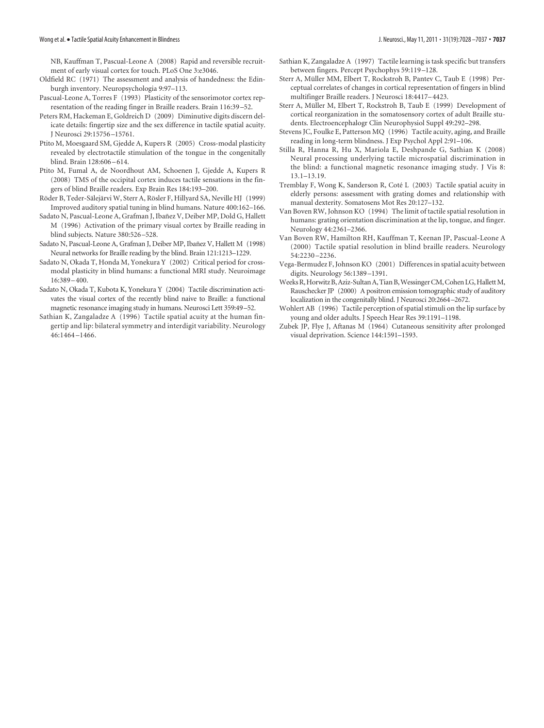NB, Kauffman T, Pascual-Leone A (2008) Rapid and reversible recruitment of early visual cortex for touch. PLoS One 3:e3046.

Oldfield RC (1971) The assessment and analysis of handedness: the Edinburgh inventory. Neuropsychologia 9:97–113.

Pascual-Leone A, Torres F (1993) Plasticity of the sensorimotor cortex representation of the reading finger in Braille readers. Brain 116:39–52.

Peters RM, Hackeman E, Goldreich D (2009) Diminutive digits discern delicate details: fingertip size and the sex difference in tactile spatial acuity. J Neurosci 29:15756–15761.

Ptito M, Moesgaard SM, Gjedde A, Kupers R (2005) Cross-modal plasticity revealed by electrotactile stimulation of the tongue in the congenitally blind. Brain 128:606–614.

Ptito M, Fumal A, de Noordhout AM, Schoenen J, Gjedde A, Kupers R (2008) TMS of the occipital cortex induces tactile sensations in the fingers of blind Braille readers. Exp Brain Res 184:193–200.

Röder B, Teder-Sälejärvi W, Sterr A, Rösler F, Hillyard SA, Neville HJ (1999) Improved auditory spatial tuning in blind humans. Nature 400:162–166.

Sadato N, Pascual-Leone A, Grafman J, Ibañez V, Deiber MP, Dold G, Hallett M (1996) Activation of the primary visual cortex by Braille reading in blind subjects. Nature 380:526–528.

Sadato N, Pascual-Leone A, Grafman J, Deiber MP, Ibañez V, Hallett M (1998) Neural networks for Braille reading by the blind. Brain 121:1213–1229.

Sadato N, Okada T, Honda M, Yonekura Y (2002) Critical period for cross-modal plasticity in blind humans: a functional MRI study. Neuroimage 16:389–400.

Sadato N, Okada T, Kubota K, Yonekura Y (2004) Tactile discrimination activates the visual cortex of the recently blind naive to Braille: a functional magnetic resonance imaging study in humans. Neurosci Lett 359:49–52.

Sathian K, Zangaladze A (1996) Tactile spatial acuity at the human fingertip and lip: bilateral symmetry and interdigit variability. Neurology 46:1464–1466.

Sathian K, Zangaladze A (1997) Tactile learning is task specific but transfers between fingers. Percept Psychophys 59:119–128.

Sterr A, Müller MM, Elbert T, Rockstroh B, Pantev C, Taub E (1998) Perceptual correlates of changes in cortical representation of fingers in blind multifinger Braille readers. J Neurosci 18:4417–4423.

Sterr A, Müller M, Elbert T, Rockstroh B, Taub E (1999) Development of cortical reorganization in the somatosensory cortex of adult Braille students. Electroencephalogr Clin Neurophysiol Suppl 49:292–298.

Stevens JC, Foulke E, Patterson MQ (1996) Tactile acuity, aging, and Braille reading in long-term blindness. J Exp Psychol Appl 2:91–106.

Stilla R, Hanna R, Hu X, Mariola E, Deshpande G, Sathian K (2008) Neural processing underlying tactile microspatial discrimination in the blind: a functional magnetic resonance imaging study. J Vis 8: 13.1–13.19.

Tremblay F, Wong K, Sanderson R, Coté L (2003) Tactile spatial acuity in elderly persons: assessment with grating domes and relationship with manual dexterity. Somatosens Mot Res 20:127–132.

Van Boven RW, Johnson KO (1994) The limit of tactile spatial resolution in humans: grating orientation discrimination at the lip, tongue, and finger. Neurology 44:2361–2366.

Van Boven RW, Hamilton RH, Kauffman T, Keenan JP, Pascual-Leone A (2000) Tactile spatial resolution in blind braille readers. Neurology 54:2230–2236.

Vega-Bermudez F, Johnson KO (2001) Differences in spatial acuity between digits. Neurology 56:1389–1391.

Weeks R, Horwitz B, Aziz-Sultan A, Tian B, Wessinger CM, Cohen LG, Hallett M, Rauschecker JP (2000) A positron emission tomographic study of auditory localization in the congenitally blind. J Neurosci 20:2664–2672.

Wohlert AB (1996) Tactile perception of spatial stimuli on the lip surface by young and older adults. J Speech Hear Res 39:1191–1198.

Zubek JP, Flye J, Aftanas M (1964) Cutaneous sensitivity after prolonged visual deprivation. Science 144:1591–1593.